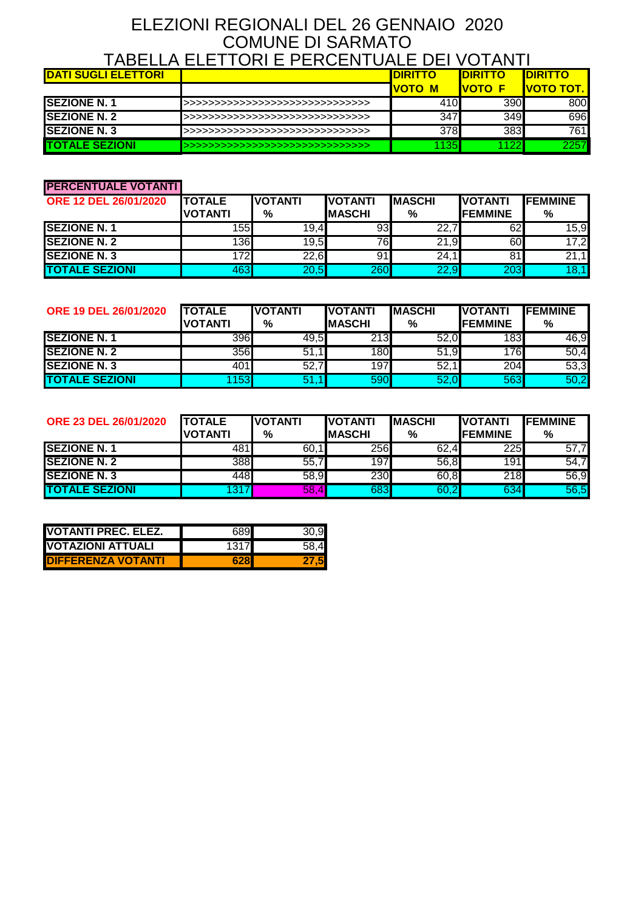# ELEZIONI REGIONALI DEL 26 GENNAIO 2020
# COMUNE DI SARMATO
# TABELLA ELETTORI E PERCENTUALE DEI VOTANTI

| DATI SUGLI ELETTORI | | DIRITTO VOTO M | DIRITTO VOTO F | DIRITTO VOTO TOT. |
|---|---|---|---|---|
| SEZIONE N. 1 | >>>>>>>>>>>>>>>>>>>>>>>>>>>>>>>> | 410 | 390 | 800 |
| SEZIONE N. 2 | >>>>>>>>>>>>>>>>>>>>>>>>>>>>>>>> | 347 | 349 | 696 |
| SEZIONE N. 3 | >>>>>>>>>>>>>>>>>>>>>>>>>>>>>>>> | 378 | 383 | 761 |
| TOTALE SEZIONI | >>>>>>>>>>>>>>>>>>>>>>>>>>>>>>>> | 1135 | 1122 | 2257 |

**PERCENTUALE VOTANTI**

| ORE 12 DEL 26/01/2020 | TOTALE VOTANTI | VOTANTI % | VOTANTI MASCHI | MASCHI % | VOTANTI FEMMINE | FEMMINE % |
|---|---|---|---|---|---|---|
| SEZIONE N. 1 | 155 | 19,4 | 93 | 22,7 | 62 | 15,9 |
| SEZIONE N. 2 | 136 | 19,5 | 76 | 21,9 | 60 | 17,2 |
| SEZIONE N. 3 | 172 | 22,6 | 91 | 24,1 | 81 | 21,1 |
| TOTALE SEZIONI | 463 | 20,5 | 260 | 22,9 | 203 | 18,1 |

| ORE 19 DEL 26/01/2020 | TOTALE VOTANTI | VOTANTI % | VOTANTI MASCHI | MASCHI % | VOTANTI FEMMINE | FEMMINE % |
|---|---|---|---|---|---|---|
| SEZIONE N. 1 | 396 | 49,5 | 213 | 52,0 | 183 | 46,9 |
| SEZIONE N. 2 | 356 | 51,1 | 180 | 51,9 | 176 | 50,4 |
| SEZIONE N. 3 | 401 | 52,7 | 197 | 52,1 | 204 | 53,3 |
| TOTALE SEZIONI | 1153 | 51,1 | 590 | 52,0 | 563 | 50,2 |

| ORE 23 DEL 26/01/2020 | TOTALE VOTANTI | VOTANTI % | VOTANTI MASCHI | MASCHI % | VOTANTI FEMMINE | FEMMINE % |
|---|---|---|---|---|---|---|
| SEZIONE N. 1 | 481 | 60,1 | 256 | 62,4 | 225 | 57,7 |
| SEZIONE N. 2 | 388 | 55,7 | 197 | 56,8 | 191 | 54,7 |
| SEZIONE N. 3 | 448 | 58,9 | 230 | 60,8 | 218 | 56,9 |
| TOTALE SEZIONI | 1317 | 58,4 | 683 | 60,2 | 634 | 56,5 |

| | | |
|---|---|---|
| VOTANTI PREC. ELEZ. | 689 | 30,9 |
| VOTAZIONI ATTUALI | 1317 | 58,4 |
| DIFFERENZA VOTANTI | 628 | 27,5 |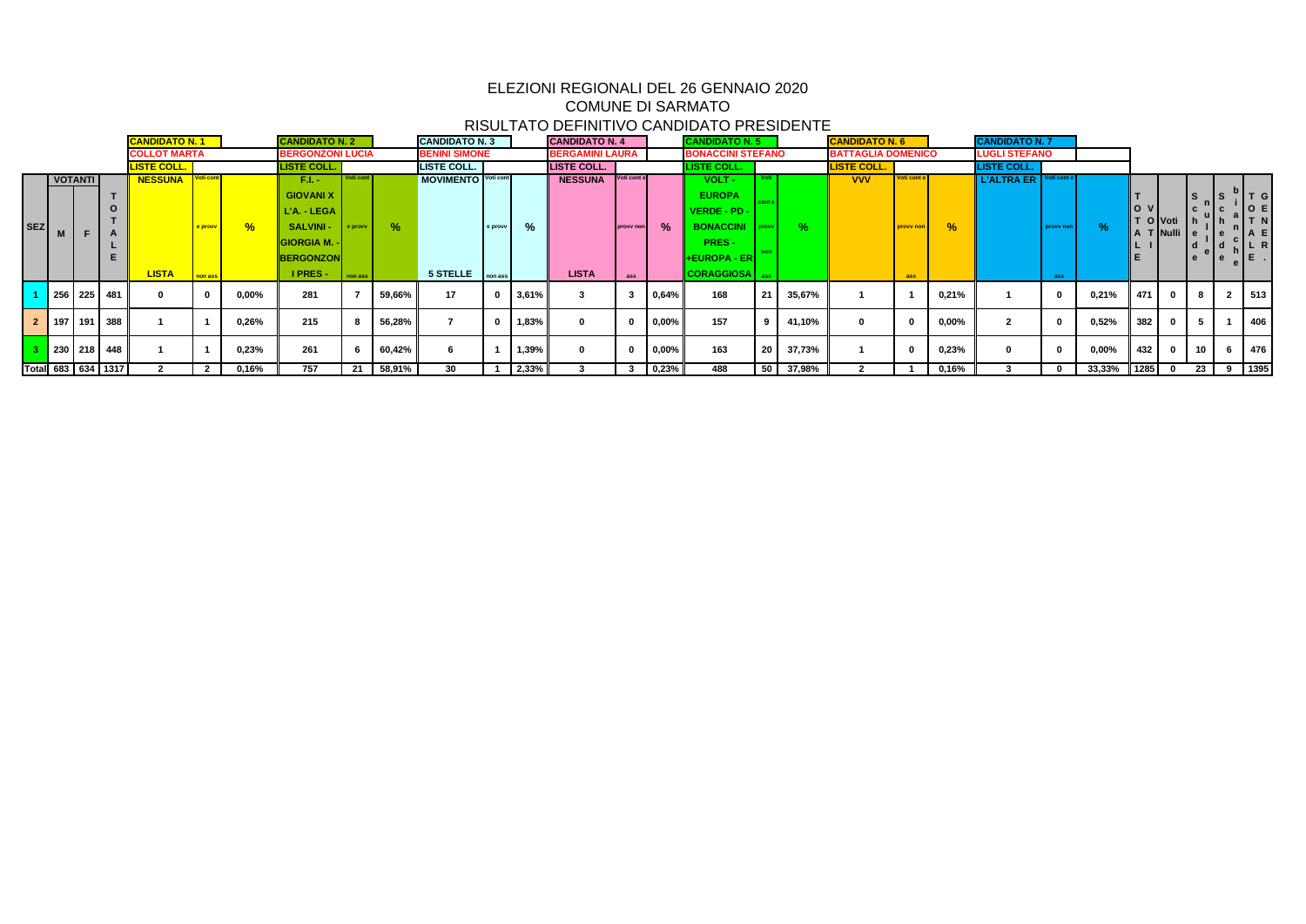# ELEZIONI REGIONALI DEL 26 GENNAIO 2020

## COMUNE DI SARMATO

## RISULTATO DEFINITIVO CANDIDATO PRESIDENTE

| SEZ | VOTANTI M | VOTANTI F | TOTALE | CANDIDATO N. 1 COLLOT MARTA LISTE COLL. NESSUNA LISTA | Voti cont e provv non ass | % | CANDIDATO N. 2 BERGONZONI LUCIA LISTE COLL. F.I. - GIOVANI X L'A. - LEGA SALVINI - GIORGIA M. - BERGONZONI PRES - | Voti cont e provv non ass | % | CANDIDATO N. 3 BENINI SIMONE LISTE COLL. MOVIMENTO 5 STELLE | Voti cont e provv non ass | % | CANDIDATO N. 4 BERGAMINI LAURA LISTE COLL. NESSUNA LISTA | Voti cont e provv non ass | % | CANDIDATO N. 5 BONACCINI STEFANO LISTE COLL. VOLT - EUROPA VERDE - PD - BONACCINI PRES - +EUROPA - ER CORAGGIOSA | Voti cont e provv non ass | % | CANDIDATO N. 6 BATTAGLIA DOMENICO LISTE COLL. VVV | Voti cont e provv non ass | % | CANDIDATO N. 7 LUGLI STEFANO LISTE COLL. L'ALTRA ER | Voti cont e provv non ass | % | TOTALI VOTI | Voti Nulli | Schede nulle | Schede bianche | TOTALE GEN. |
|---|---|---|---|---|---|---|---|---|---|---|---|---|---|---|---|---|---|---|---|---|---|---|---|---|---|---|---|---|---|---|
| 1 | 256 | 225 | 481 | 0 | 0 | 0,00% | 281 | 7 | 59,66% | 17 | 0 | 3,61% | 3 | 3 | 0,64% | 168 | 21 | 35,67% | 1 | 1 | 0,21% | 1 | 0 | 0,21% | 471 | 0 | 8 | 2 | 513 |
| 2 | 197 | 191 | 388 | 1 | 1 | 0,26% | 215 | 8 | 56,28% | 7 | 0 | 1,83% | 0 | 0 | 0,00% | 157 | 9 | 41,10% | 0 | 0 | 0,00% | 2 | 0 | 0,52% | 382 | 0 | 5 | 1 | 406 |
| 3 | 230 | 218 | 448 | 1 | 1 | 0,23% | 261 | 6 | 60,42% | 6 | 1 | 1,39% | 0 | 0 | 0,00% | 163 | 20 | 37,73% | 1 | 0 | 0,23% | 0 | 0 | 0,00% | 432 | 0 | 10 | 6 | 476 |
| Total | 683 | 634 | 1317 | 2 | 2 | 0,16% | 757 | 21 | 58,91% | 30 | 1 | 2,33% | 3 | 3 | 0,23% | 488 | 50 | 37,98% | 2 | 1 | 0,16% | 3 | 0 | 33,33% | 1285 | 0 | 23 | 9 | 1395 |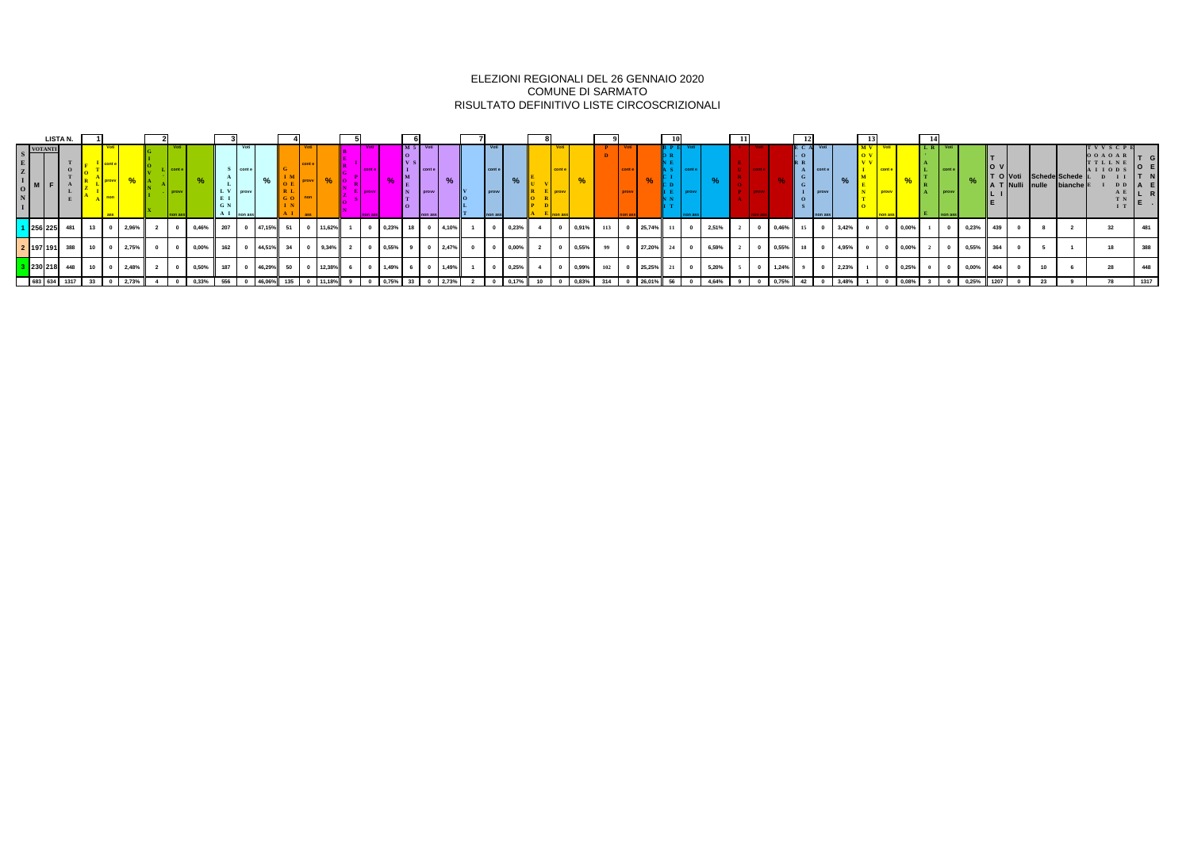# ELEZIONI REGIONALI DEL 26 GENNAIO 2020
## COMUNE DI SARMATO
### RISULTATO DEFINITIVO LISTE CIRCOSCRIZIONALI

| Sezioni | Votanti M | Votanti F | Totale | Lista 1 | Voti contestati e provv. non ass. | % | Lista 2 | Voti contestati e provv. non ass. | % | Lista 3 | Voti contestati e provv. non ass. | % | Lista 4 | Voti contestati e provv. non ass. | % | Lista 5 | Voti contestati e provv. non ass. | % | Lista 6 | Voti contestati e provv. non ass. | % | Lista 7 | Voti contestati e provv. non ass. | % | Lista 8 | Voti contestati e provv. non ass. | % | Lista 9 | Voti contestati e provv. non ass. | % | Lista 10 | Voti contestati e provv. non ass. | % | Lista 11 | Voti contestati e provv. non ass. | % | Lista 12 | Voti contestati e provv. non ass. | % | Lista 13 | Voti contestati e provv. non ass. | % | Lista 14 | Voti contestati e provv. non ass. | % | Totale | Voti Nulli | Schede nulle | Schede bianche | Tot. voti | Tot. gener. |
|---|---|---|---|---|---|---|---|---|---|---|---|---|---|---|---|---|---|---|---|---|---|---|---|---|---|---|---|---|---|---|---|---|---|---|---|---|---|---|---|---|---|---|---|---|---|---|---|---|---|---|---|
| 1 | 256 | 225 | 481 | 13 | 0 | 2,96% | 2 | 0 | 0,46% | 207 | 0 | 47,15% | 51 | 0 | 11,62% | 1 | 0 | 0,23% | 18 | 0 | 4,10% | 1 | 0 | 0,23% | 4 | 0 | 0,91% | 113 | 0 | 25,74% | 11 | 0 | 2,51% | 2 | 0 | 0,46% | 15 | 0 | 3,42% | 0 | 0 | 0,00% | 1 | 0 | 0,23% | 439 | 0 | 8 | 2 | 32 | 481 |
| 2 | 197 | 191 | 388 | 10 | 0 | 2,75% | 0 | 0 | 0,00% | 162 | 0 | 44,51% | 34 | 0 | 9,34% | 2 | 0 | 0,55% | 9 | 0 | 2,47% | 0 | 0 | 0,00% | 2 | 0 | 0,55% | 99 | 0 | 27,20% | 24 | 0 | 6,59% | 2 | 0 | 0,55% | 18 | 0 | 4,95% | 0 | 0 | 0,00% | 2 | 0 | 0,55% | 364 | 0 | 5 | 1 | 18 | 388 |
| 3 | 230 | 218 | 448 | 10 | 0 | 2,48% | 2 | 0 | 0,50% | 187 | 0 | 46,29% | 50 | 0 | 12,38% | 6 | 0 | 1,49% | 6 | 0 | 1,49% | 1 | 0 | 0,25% | 4 | 0 | 0,99% | 102 | 0 | 25,25% | 21 | 0 | 5,20% | 5 | 0 | 1,24% | 9 | 0 | 2,23% | 1 | 0 | 0,25% | 0 | 0 | 0,00% | 404 | 0 | 10 | 6 | 28 | 448 |
| | 683 | 634 | 1317 | 33 | 0 | 2,73% | 4 | 0 | 0,33% | 556 | 0 | 46,06% | 135 | 0 | 11,18% | 9 | 0 | 0,75% | 33 | 0 | 2,73% | 2 | 0 | 0,17% | 10 | 0 | 0,83% | 314 | 0 | 26,01% | 56 | 0 | 4,64% | 9 | 0 | 0,75% | 42 | 0 | 3,48% | 1 | 0 | 0,08% | 3 | 0 | 0,25% | 1207 | 0 | 23 | 9 | 78 | 1317 |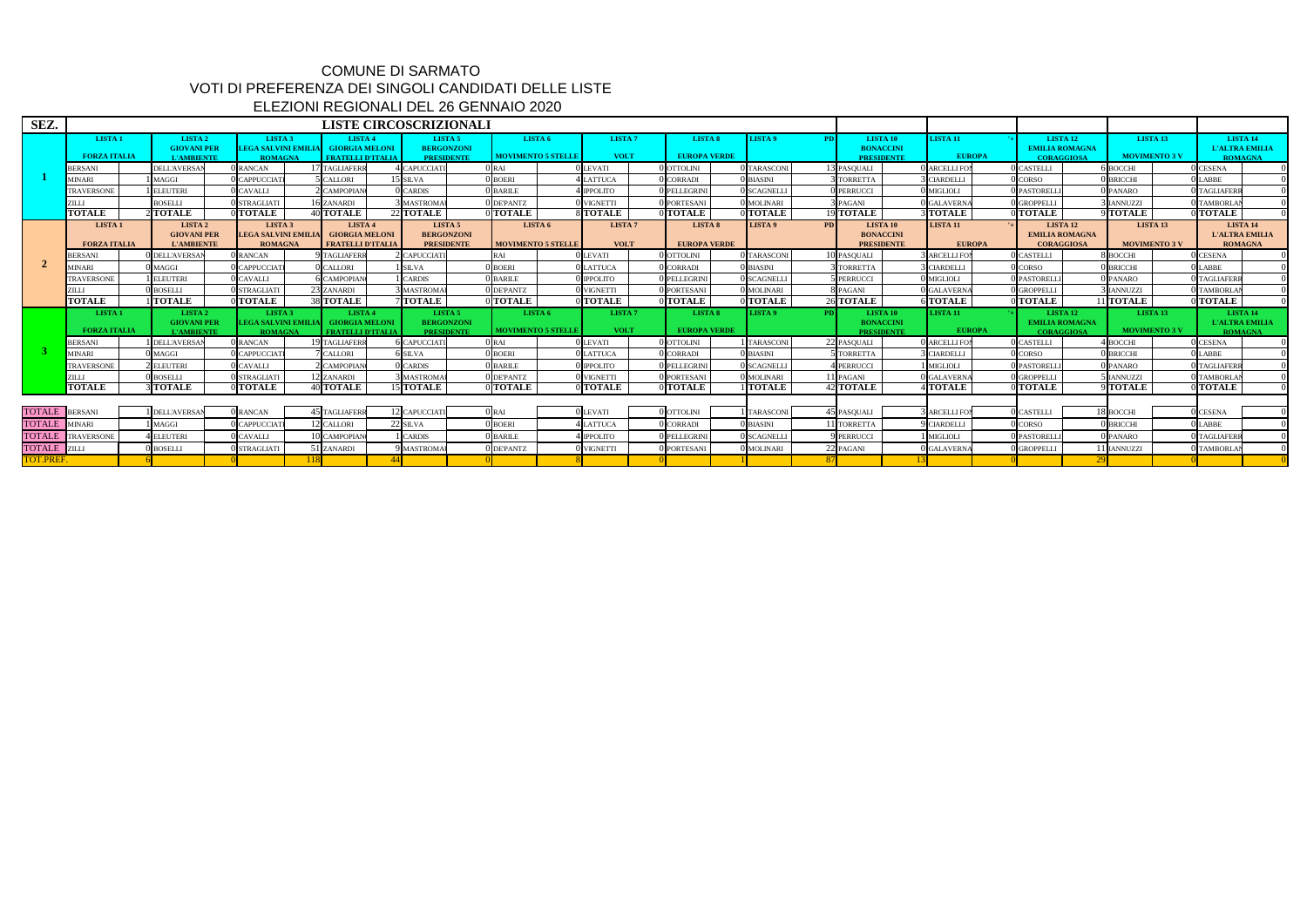# COMUNE DI SARMATO

## VOTI DI PREFERENZA DEI SINGOLI CANDIDATI DELLE LISTE

## ELEZIONI REGIONALI DEL 26 GENNAIO 2020

**LISTE CIRCOSCRIZIONALI**

| SEZ. | LISTA 1 FORZA ITALIA | | LISTA 2 GIOVANI PER L'AMBIENTE | | LISTA 3 LEGA SALVINI EMILIA ROMAGNA | | LISTA 4 GIORGIA MELONI FRATELLI D'ITALIA | | LISTA 5 BERGONZONI PRESIDENTE | | LISTA 6 MOVIMENTO 5 STELLE | | LISTA 7 VOLT | | LISTA 8 EUROPA VERDE | | LISTA 9 PD | | LISTA 10 BONACCINI PRESIDENTE | | LISTA 11 +EUROPA | | LISTA 12 EMILIA ROMAGNA CORAGGIOSA | | LISTA 13 MOVIMENTO 3 V | | LISTA 14 L'ALTRA EMILIA ROMAGNA | |
|---|---|---|---|---|---|---|---|---|---|---|---|---|---|---|---|---|---|---|---|---|---|---|---|---|---|---|---|---|
| 1 | BERSANI | | DELL'AVERSAN | 0 | RANCAN | 17 | TAGLIAFERR | 4 | CAPUCCIATI | 0 | RAI | 0 | LEVATI | 0 | OTTOLINI | 0 | TARASCONI | 13 | PASQUALI | 0 | ARCELLI FO | 0 | CASTELLI | 6 | BOCCHI | 0 | CESENA | 0 |
| | MINARI | 1 | MAGGI | 0 | CAPPUCCIATI | 5 | CALLORI | 15 | SILVA | 0 | BOERI | 4 | LATTUCA | 0 | CORRADI | 0 | BIASINI | 3 | TORRETTA | 3 | CIARDELLI | 0 | CORSO | 0 | BRICCHI | 0 | LABBE | 0 |
| | TRAVERSONE | 1 | ELEUTERI | 0 | CAVALLI | 2 | CAMPOPIAN | 0 | CARDIS | 0 | BARILE | 4 | IPPOLITO | 0 | PELLEGRINI | 0 | SCAGNELLI | 0 | PERRUCCI | 0 | MIGLIOLI | 0 | PASTORELLI | 0 | PANARO | 0 | TAGLIAFERR | 0 |
| | ZILLI | | BOSELLI | 0 | STRAGLIATI | 16 | ZANARDI | 3 | MASTROMA | 0 | DE'PANTZ | 0 | VIGNETTI | 0 | PORTESANI | 0 | MOLINARI | 3 | PAGANI | 0 | GALAVERNA | 0 | GROPPELLI | 3 | IANNUZZI | 0 | TAMBORLAN | 0 |
| | **TOTALE** | 2 | **TOTALE** | 0 | **TOTALE** | 40 | **TOTALE** | 22 | **TOTALE** | 0 | **TOTALE** | 8 | **TOTALE** | 0 | **TOTALE** | 0 | **TOTALE** | 19 | **TOTALE** | 3 | **TOTALE** | 0 | **TOTALE** | 9 | **TOTALE** | 0 | **TOTALE** | 0 |
| 2 | BERSANI | 0 | DELL'AVERSAN | 0 | RANCAN | 9 | TAGLIAFERR | 2 | CAPUCCIATI | | RAI | 0 | LEVATI | 0 | OTTOLINI | 0 | TARASCONI | 10 | PASQUALI | 3 | ARCELLI FO | 0 | CASTELLI | 8 | BOCCHI | 0 | CESENA | 0 |
| | MINARI | 0 | MAGGI | 0 | CAPPUCCIATI | 0 | CALLORI | 1 | SILVA | 0 | BOERI | 0 | LATTUCA | 0 | CORRADI | 0 | BIASINI | 3 | TORRETTA | 3 | CIARDELLI | 0 | CORSO | 0 | BRICCHI | 0 | LABBE | 0 |
| | TRAVERSONE | 1 | ELEUTERI | 0 | CAVALLI | 6 | CAMPOPIAN | 1 | CARDIS | 0 | BARILE | 0 | IPPOLITO | 0 | PELLEGRINI | 0 | SCAGNELLI | 5 | PERRUCCI | 0 | MIGLIOLI | 0 | PASTORELLI | 0 | PANARO | 0 | TAGLIAFERR | 0 |
| | ZILLI | 0 | BOSELLI | 0 | STRAGLIATI | 23 | ZANARDI | 3 | MASTROMA | 0 | DE'PANTZ | 0 | VIGNETTI | 0 | PORTESANI | 0 | MOLINARI | 8 | PAGANI | 0 | GALAVERNA | 0 | GROPPELLI | 3 | IANNUZZI | 0 | TAMBORLAN | 0 |
| | **TOTALE** | 1 | **TOTALE** | 0 | **TOTALE** | 38 | **TOTALE** | 7 | **TOTALE** | 0 | **TOTALE** | 0 | **TOTALE** | 0 | **TOTALE** | 0 | **TOTALE** | 26 | **TOTALE** | 6 | **TOTALE** | 0 | **TOTALE** | 11 | **TOTALE** | 0 | **TOTALE** | 0 |
| 3 | BERSANI | 1 | DELL'AVERSAN | 0 | RANCAN | 19 | TAGLIAFERR | 6 | CAPUCCIATI | 0 | RAI | 0 | LEVATI | 0 | OTTOLINI | 1 | TARASCONI | 22 | PASQUALI | 0 | ARCELLI FO | 0 | CASTELLI | 4 | BOCCHI | 0 | CESENA | 0 |
| | MINARI | 0 | MAGGI | 0 | CAPPUCCIATI | 7 | CALLORI | 6 | SILVA | 0 | BOERI | 0 | LATTUCA | 0 | CORRADI | 0 | BIASINI | 5 | TORRETTA | 3 | CIARDELLI | 0 | CORSO | 0 | BRICCHI | 0 | LABBE | 0 |
| | TRAVERSONE | 2 | ELEUTERI | 0 | CAVALLI | 2 | CAMPOPIAN | 0 | CARDIS | 0 | BARILE | 0 | IPPOLITO | 0 | PELLEGRINI | 0 | SCAGNELLI | 4 | PERRUCCI | 1 | MIGLIOLI | 0 | PASTORELLI | 0 | PANARO | 0 | TAGLIAFERR | 0 |
| | ZILLI | 0 | BOSELLI | 0 | STRAGLIATI | 12 | ZANARDI | 3 | MASTROMA | 0 | DE'PANTZ | 0 | VIGNETTI | 0 | PORTESANI | 0 | MOLINARI | 11 | PAGANI | 0 | GALAVERNA | 0 | GROPPELLI | 5 | IANNUZZI | 0 | TAMBORLAN | 0 |
| | **TOTALE** | 3 | **TOTALE** | 0 | **TOTALE** | 40 | **TOTALE** | 15 | **TOTALE** | 0 | **TOTALE** | 0 | **TOTALE** | 0 | **TOTALE** | 1 | **TOTALE** | 42 | **TOTALE** | 4 | **TOTALE** | 0 | **TOTALE** | 9 | **TOTALE** | 0 | **TOTALE** | 0 |
| TOTALE | BERSANI | 1 | DELL'AVERSAN | 0 | RANCAN | 45 | TAGLIAFERR | 12 | CAPUCCIATI | 0 | RAI | 0 | LEVATI | 0 | OTTOLINI | 1 | TARASCONI | 45 | PASQUALI | 3 | ARCELLI FO | 0 | CASTELLI | 18 | BOCCHI | 0 | CESENA | 0 |
| TOTALE | MINARI | 1 | MAGGI | 0 | CAPPUCCIATI | 12 | CALLORI | 22 | SILVA | 0 | BOERI | 4 | LATTUCA | 0 | CORRADI | 0 | BIASINI | 11 | TORRETTA | 9 | CIARDELLI | 0 | CORSO | 0 | BRICCHI | 0 | LABBE | 0 |
| TOTALE | TRAVERSONE | 4 | ELEUTERI | 0 | CAVALLI | 10 | CAMPOPIAN | 1 | CARDIS | 0 | BARILE | 4 | IPPOLITO | 0 | PELLEGRINI | 0 | SCAGNELLI | 9 | PERRUCCI | 1 | MIGLIOLI | 0 | PASTORELLI | 0 | PANARO | 0 | TAGLIAFERR | 0 |
| TOTALE | ZILLI | 0 | BOSELLI | 0 | STRAGLIATI | 51 | ZANARDI | 9 | MASTROMA | 0 | DE'PANTZ | 0 | VIGNETTI | 0 | PORTESANI | 0 | MOLINARI | 22 | PAGANI | 0 | GALAVERNA | 0 | GROPPELLI | 11 | IANNUZZI | 0 | TAMBORLAN | 0 |
| TOT.PREF. | | 6 | | 0 | | 118 | | 44 | | 0 | | 8 | | 0 | | 1 | | 87 | | 13 | | 0 | | 29 | | 0 | | 0 |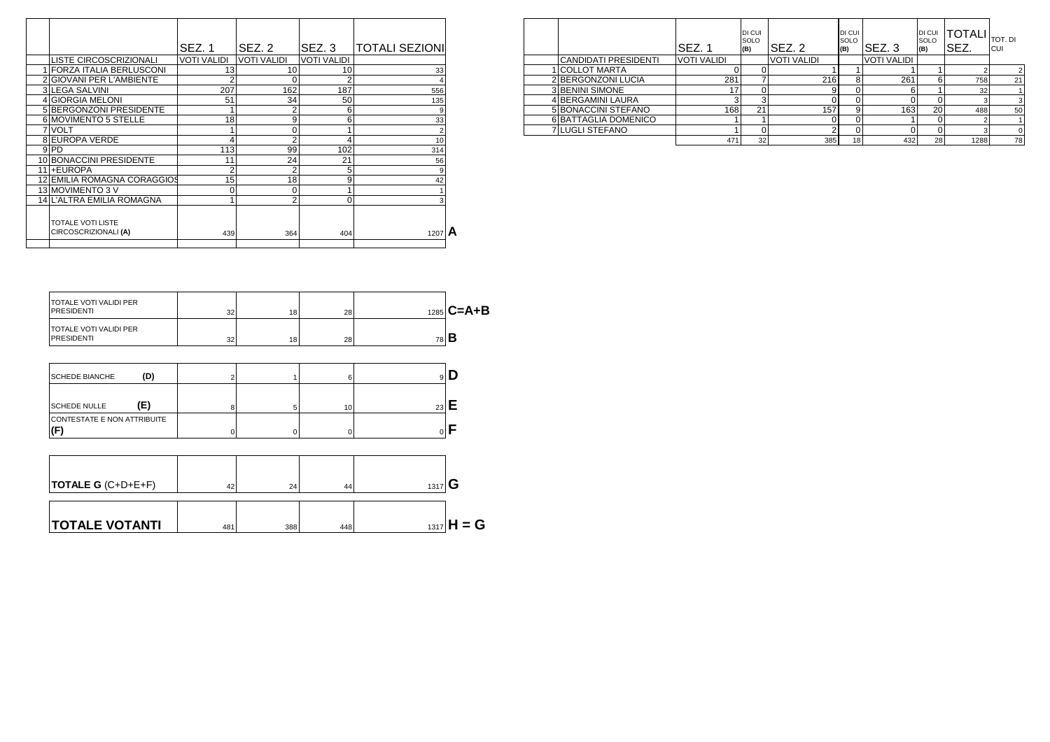| | | SEZ. 1 | SEZ. 2 | SEZ. 3 | TOTALI SEZIONI | |
|---|---|---|---|---|---|---|
| | LISTE CIRCOSCRIZIONALI | VOTI VALIDI | VOTI VALIDI | VOTI VALIDI | | |
| 1 | FORZA ITALIA BERLUSCONI | 13 | 10 | 10 | 33 | |
| 2 | GIOVANI PER L'AMBIENTE | 2 | 0 | 2 | 4 | |
| 3 | LEGA SALVINI | 207 | 162 | 187 | 556 | |
| 4 | GIORGIA MELONI | 51 | 34 | 50 | 135 | |
| 5 | BERGONZONI PRESIDENTE | 1 | 2 | 6 | 9 | |
| 6 | MOVIMENTO 5 STELLE | 18 | 9 | 6 | 33 | |
| 7 | VOLT | 1 | 0 | 1 | 2 | |
| 8 | EUROPA VERDE | 4 | 2 | 4 | 10 | |
| 9 | PD | 113 | 99 | 102 | 314 | |
| 10 | BONACCINI PRESIDENTE | 11 | 24 | 21 | 56 | |
| 11 | +EUROPA | 2 | 2 | 5 | 9 | |
| 12 | EMILIA ROMAGNA CORAGGIOS | 15 | 18 | 9 | 42 | |
| 13 | MOVIMENTO 3 V | 0 | 0 | 1 | 1 | |
| 14 | L'ALTRA EMILIA ROMAGNA | 1 | 2 | 0 | 3 | |
| | TOTALE VOTI LISTE CIRCOSCRIZIONALI **(A)** | 439 | 364 | 404 | 1207 | **A** |

| | | SEZ. 1 | DI CUI SOLO (B) | SEZ. 2 | DI CUI SOLO (B) | SEZ. 3 | DI CUI SOLO (B) | TOTALI SEZ. | TOT. DI CUI |
|---|---|---|---|---|---|---|---|---|---|
| | CANDIDATI PRESIDENTI | VOTI VALIDI | | VOTI VALIDI | | VOTI VALIDI | | | |
| 1 | COLLOT MARTA | 0 | 0 | 1 | 1 | 1 | 1 | 2 | 2 |
| 2 | BERGONZONI LUCIA | 281 | 7 | 216 | 8 | 261 | 6 | 758 | 21 |
| 3 | BENINI SIMONE | 17 | 0 | 9 | 0 | 6 | 1 | 32 | 1 |
| 4 | BERGAMINI LAURA | 3 | 3 | 0 | 0 | 0 | 0 | 3 | 3 |
| 5 | BONACCINI STEFANO | 168 | 21 | 157 | 9 | 163 | 20 | 488 | 50 |
| 6 | BATTAGLIA DOMENICO | 1 | 1 | 0 | 0 | 1 | 0 | 2 | 1 |
| 7 | LUGLI STEFANO | 1 | 0 | 2 | 0 | 0 | 0 | 3 | 0 |
| | | 471 | 32 | 385 | 18 | 432 | 28 | 1288 | 78 |

| | | | | | |
|---|---|---|---|---|---|
| TOTALE VOTI VALIDI PER PRESIDENTI | 32 | 18 | 28 | 1285 | **C=A+B** |
| TOTALE VOTI VALIDI PER PRESIDENTI | 32 | 18 | 28 | 78 | **B** |

| | | | | | |
|---|---|---|---|---|---|
| SCHEDE BIANCHE **(D)** | 2 | 1 | 6 | 9 | **D** |
| SCHEDE NULLE **(E)** | 8 | 5 | 10 | 23 | **E** |
| CONTESTATE E NON ATTRIBUITE **(F)** | 0 | 0 | 0 | 0 | **F** |

| | | | | | |
|---|---|---|---|---|---|
| **TOTALE G** (C+D+E+F) | 42 | 24 | 44 | 1317 | **G** |
| **TOTALE VOTANTI** | 481 | 388 | 448 | 1317 | **H = G** |